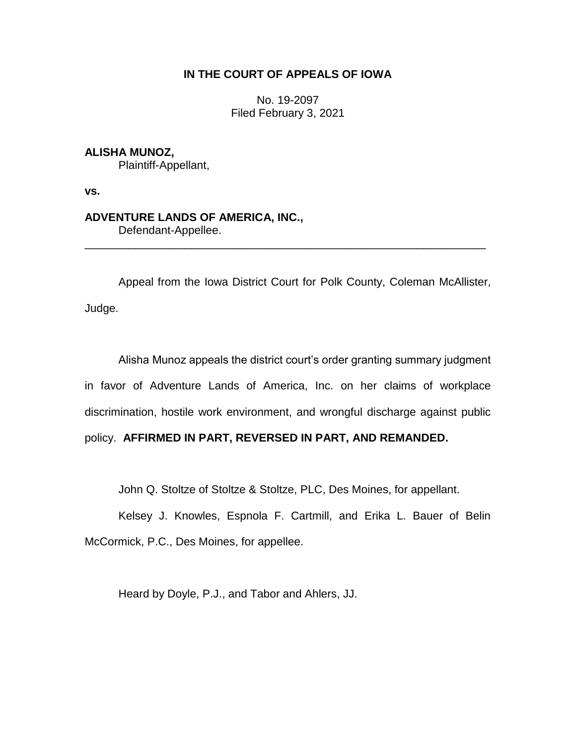# IN THE COURT OF APPEALS OF IOWA

No. 19-2097
Filed February 3, 2021

**ALISHA MUNOZ,**
Plaintiff-Appellant,

**vs.**

**ADVENTURE LANDS OF AMERICA, INC.,**
Defendant-Appellee.

---

Appeal from the Iowa District Court for Polk County, Coleman McAllister, Judge.

Alisha Munoz appeals the district court's order granting summary judgment in favor of Adventure Lands of America, Inc. on her claims of workplace discrimination, hostile work environment, and wrongful discharge against public policy. **AFFIRMED IN PART, REVERSED IN PART, AND REMANDED.**

John Q. Stoltze of Stoltze & Stoltze, PLC, Des Moines, for appellant.

Kelsey J. Knowles, Espnola F. Cartmill, and Erika L. Bauer of Belin McCormick, P.C., Des Moines, for appellee.

Heard by Doyle, P.J., and Tabor and Ahlers, JJ.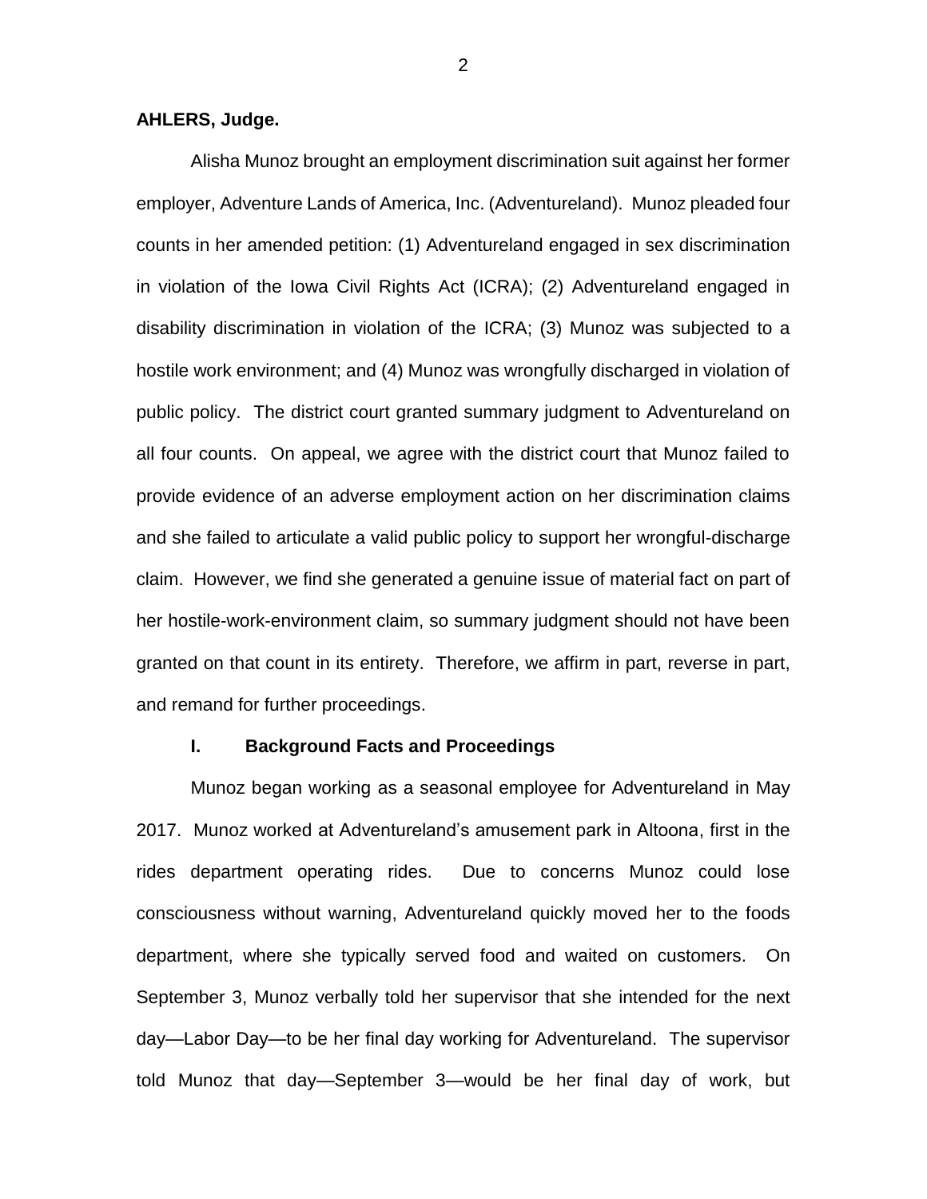**AHLERS, Judge.**

Alisha Munoz brought an employment discrimination suit against her former employer, Adventure Lands of America, Inc. (Adventureland). Munoz pleaded four counts in her amended petition: (1) Adventureland engaged in sex discrimination in violation of the Iowa Civil Rights Act (ICRA); (2) Adventureland engaged in disability discrimination in violation of the ICRA; (3) Munoz was subjected to a hostile work environment; and (4) Munoz was wrongfully discharged in violation of public policy. The district court granted summary judgment to Adventureland on all four counts. On appeal, we agree with the district court that Munoz failed to provide evidence of an adverse employment action on her discrimination claims and she failed to articulate a valid public policy to support her wrongful-discharge claim. However, we find she generated a genuine issue of material fact on part of her hostile-work-environment claim, so summary judgment should not have been granted on that count in its entirety. Therefore, we affirm in part, reverse in part, and remand for further proceedings.

## I. Background Facts and Proceedings

Munoz began working as a seasonal employee for Adventureland in May 2017. Munoz worked at Adventureland's amusement park in Altoona, first in the rides department operating rides. Due to concerns Munoz could lose consciousness without warning, Adventureland quickly moved her to the foods department, where she typically served food and waited on customers. On September 3, Munoz verbally told her supervisor that she intended for the next day—Labor Day—to be her final day working for Adventureland. The supervisor told Munoz that day—September 3—would be her final day of work, but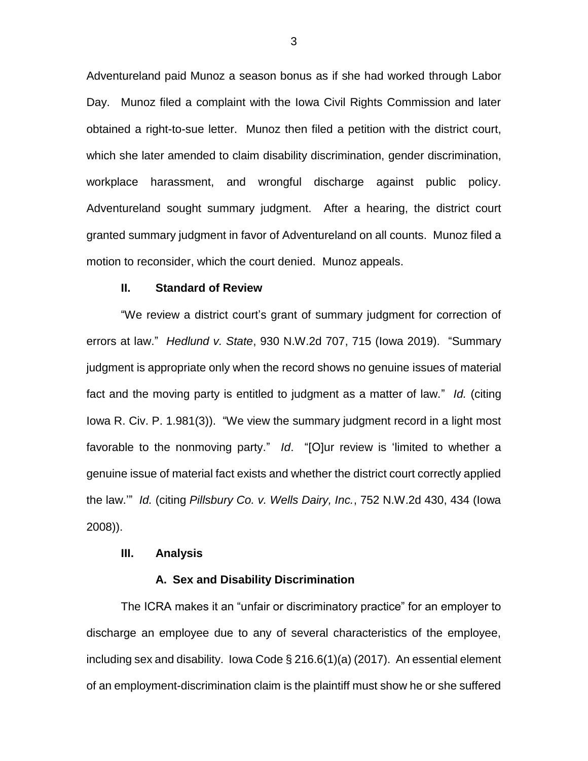Adventureland paid Munoz a season bonus as if she had worked through Labor Day. Munoz filed a complaint with the Iowa Civil Rights Commission and later obtained a right-to-sue letter. Munoz then filed a petition with the district court, which she later amended to claim disability discrimination, gender discrimination, workplace harassment, and wrongful discharge against public policy. Adventureland sought summary judgment. After a hearing, the district court granted summary judgment in favor of Adventureland on all counts. Munoz filed a motion to reconsider, which the court denied. Munoz appeals.

## II. Standard of Review

"We review a district court's grant of summary judgment for correction of errors at law." *Hedlund v. State*, 930 N.W.2d 707, 715 (Iowa 2019). "Summary judgment is appropriate only when the record shows no genuine issues of material fact and the moving party is entitled to judgment as a matter of law." *Id.* (citing Iowa R. Civ. P. 1.981(3)). "We view the summary judgment record in a light most favorable to the nonmoving party." *Id*. "[O]ur review is 'limited to whether a genuine issue of material fact exists and whether the district court correctly applied the law.'" *Id.* (citing *Pillsbury Co. v. Wells Dairy, Inc.*, 752 N.W.2d 430, 434 (Iowa 2008)).

## III. Analysis

### A. Sex and Disability Discrimination

The ICRA makes it an "unfair or discriminatory practice" for an employer to discharge an employee due to any of several characteristics of the employee, including sex and disability. Iowa Code § 216.6(1)(a) (2017). An essential element of an employment-discrimination claim is the plaintiff must show he or she suffered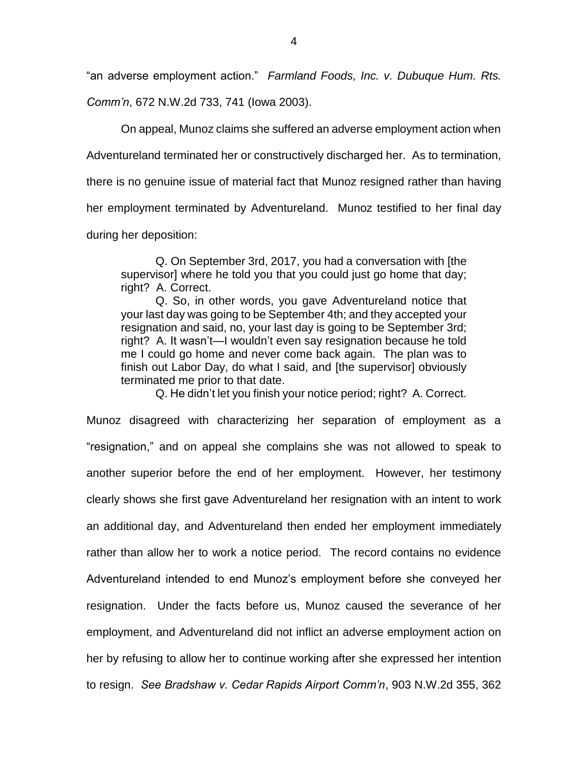"an adverse employment action." *Farmland Foods, Inc. v. Dubuque Hum. Rts. Comm'n*, 672 N.W.2d 733, 741 (Iowa 2003).

On appeal, Munoz claims she suffered an adverse employment action when Adventureland terminated her or constructively discharged her. As to termination, there is no genuine issue of material fact that Munoz resigned rather than having her employment terminated by Adventureland. Munoz testified to her final day during her deposition:

> Q. On September 3rd, 2017, you had a conversation with [the supervisor] where he told you that you could just go home that day; right? A. Correct.
>
> Q. So, in other words, you gave Adventureland notice that your last day was going to be September 4th; and they accepted your resignation and said, no, your last day is going to be September 3rd; right? A. It wasn't—I wouldn't even say resignation because he told me I could go home and never come back again. The plan was to finish out Labor Day, do what I said, and [the supervisor] obviously terminated me prior to that date.
>
> Q. He didn't let you finish your notice period; right? A. Correct.

Munoz disagreed with characterizing her separation of employment as a "resignation," and on appeal she complains she was not allowed to speak to another superior before the end of her employment. However, her testimony clearly shows she first gave Adventureland her resignation with an intent to work an additional day, and Adventureland then ended her employment immediately rather than allow her to work a notice period. The record contains no evidence Adventureland intended to end Munoz's employment before she conveyed her resignation. Under the facts before us, Munoz caused the severance of her employment, and Adventureland did not inflict an adverse employment action on her by refusing to allow her to continue working after she expressed her intention to resign. *See Bradshaw v. Cedar Rapids Airport Comm'n*, 903 N.W.2d 355, 362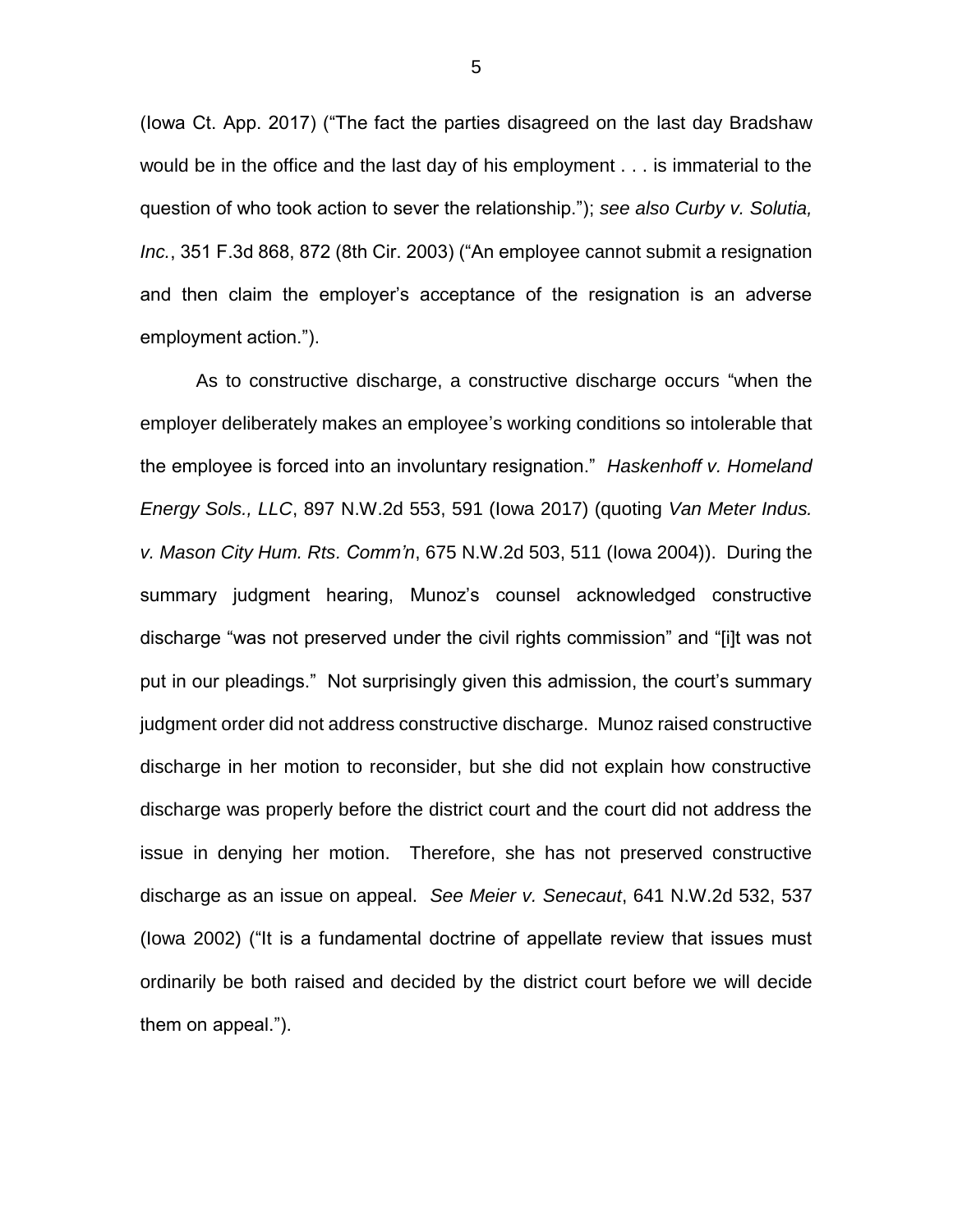(Iowa Ct. App. 2017) ("The fact the parties disagreed on the last day Bradshaw would be in the office and the last day of his employment . . . is immaterial to the question of who took action to sever the relationship."); *see also Curby v. Solutia, Inc.*, 351 F.3d 868, 872 (8th Cir. 2003) ("An employee cannot submit a resignation and then claim the employer's acceptance of the resignation is an adverse employment action.").

As to constructive discharge, a constructive discharge occurs "when the employer deliberately makes an employee's working conditions so intolerable that the employee is forced into an involuntary resignation." *Haskenhoff v. Homeland Energy Sols., LLC*, 897 N.W.2d 553, 591 (Iowa 2017) (quoting *Van Meter Indus. v. Mason City Hum. Rts. Comm'n*, 675 N.W.2d 503, 511 (Iowa 2004)). During the summary judgment hearing, Munoz's counsel acknowledged constructive discharge "was not preserved under the civil rights commission" and "[i]t was not put in our pleadings." Not surprisingly given this admission, the court's summary judgment order did not address constructive discharge. Munoz raised constructive discharge in her motion to reconsider, but she did not explain how constructive discharge was properly before the district court and the court did not address the issue in denying her motion. Therefore, she has not preserved constructive discharge as an issue on appeal. *See Meier v. Senecaut*, 641 N.W.2d 532, 537 (Iowa 2002) ("It is a fundamental doctrine of appellate review that issues must ordinarily be both raised and decided by the district court before we will decide them on appeal.").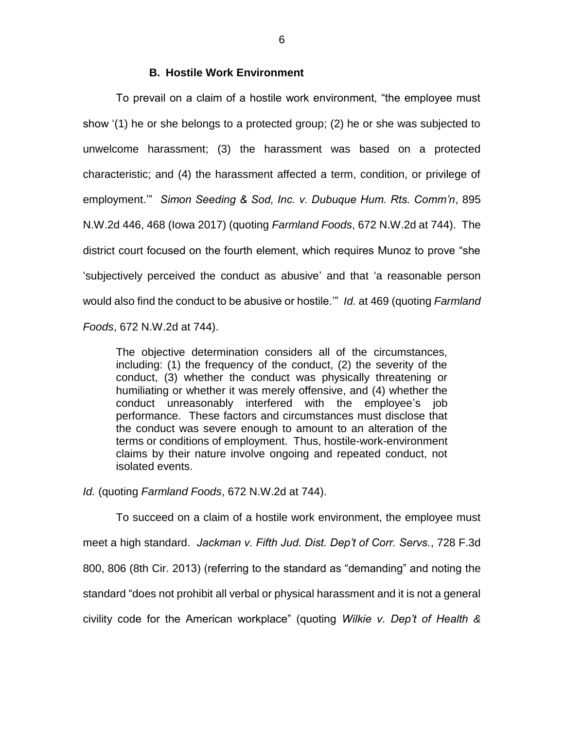### B. Hostile Work Environment

To prevail on a claim of a hostile work environment, "the employee must show '(1) he or she belongs to a protected group; (2) he or she was subjected to unwelcome harassment; (3) the harassment was based on a protected characteristic; and (4) the harassment affected a term, condition, or privilege of employment.'" *Simon Seeding & Sod, Inc. v. Dubuque Hum. Rts. Comm'n*, 895 N.W.2d 446, 468 (Iowa 2017) (quoting *Farmland Foods*, 672 N.W.2d at 744). The district court focused on the fourth element, which requires Munoz to prove "she 'subjectively perceived the conduct as abusive' and that 'a reasonable person would also find the conduct to be abusive or hostile.'" *Id.* at 469 (quoting *Farmland Foods*, 672 N.W.2d at 744).

> The objective determination considers all of the circumstances, including: (1) the frequency of the conduct, (2) the severity of the conduct, (3) whether the conduct was physically threatening or humiliating or whether it was merely offensive, and (4) whether the conduct unreasonably interfered with the employee's job performance. These factors and circumstances must disclose that the conduct was severe enough to amount to an alteration of the terms or conditions of employment. Thus, hostile-work-environment claims by their nature involve ongoing and repeated conduct, not isolated events.

*Id.* (quoting *Farmland Foods*, 672 N.W.2d at 744).

To succeed on a claim of a hostile work environment, the employee must meet a high standard. *Jackman v. Fifth Jud. Dist. Dep't of Corr. Servs.*, 728 F.3d 800, 806 (8th Cir. 2013) (referring to the standard as "demanding" and noting the standard "does not prohibit all verbal or physical harassment and it is not a general civility code for the American workplace" (quoting *Wilkie v. Dep't of Health &*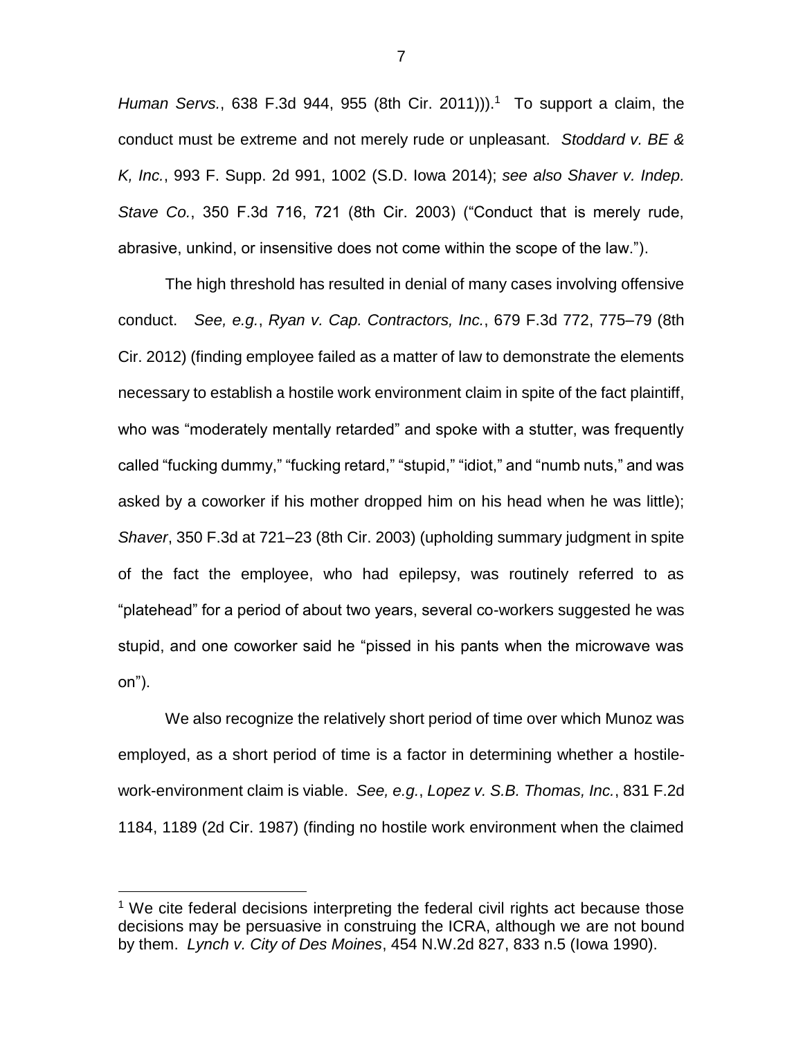*Human Servs.*, 638 F.3d 944, 955 (8th Cir. 2011))).[1] To support a claim, the conduct must be extreme and not merely rude or unpleasant. *Stoddard v. BE & K, Inc.*, 993 F. Supp. 2d 991, 1002 (S.D. Iowa 2014); *see also Shaver v. Indep. Stave Co.*, 350 F.3d 716, 721 (8th Cir. 2003) ("Conduct that is merely rude, abrasive, unkind, or insensitive does not come within the scope of the law.").

The high threshold has resulted in denial of many cases involving offensive conduct. *See, e.g.*, *Ryan v. Cap. Contractors, Inc.*, 679 F.3d 772, 775–79 (8th Cir. 2012) (finding employee failed as a matter of law to demonstrate the elements necessary to establish a hostile work environment claim in spite of the fact plaintiff, who was "moderately mentally retarded" and spoke with a stutter, was frequently called "fucking dummy," "fucking retard," "stupid," "idiot," and "numb nuts," and was asked by a coworker if his mother dropped him on his head when he was little); *Shaver*, 350 F.3d at 721–23 (8th Cir. 2003) (upholding summary judgment in spite of the fact the employee, who had epilepsy, was routinely referred to as "platehead" for a period of about two years, several co-workers suggested he was stupid, and one coworker said he "pissed in his pants when the microwave was on").

We also recognize the relatively short period of time over which Munoz was employed, as a short period of time is a factor in determining whether a hostile-work-environment claim is viable. *See, e.g.*, *Lopez v. S.B. Thomas, Inc.*, 831 F.2d 1184, 1189 (2d Cir. 1987) (finding no hostile work environment when the claimed

---

[1] We cite federal decisions interpreting the federal civil rights act because those decisions may be persuasive in construing the ICRA, although we are not bound by them. *Lynch v. City of Des Moines*, 454 N.W.2d 827, 833 n.5 (Iowa 1990).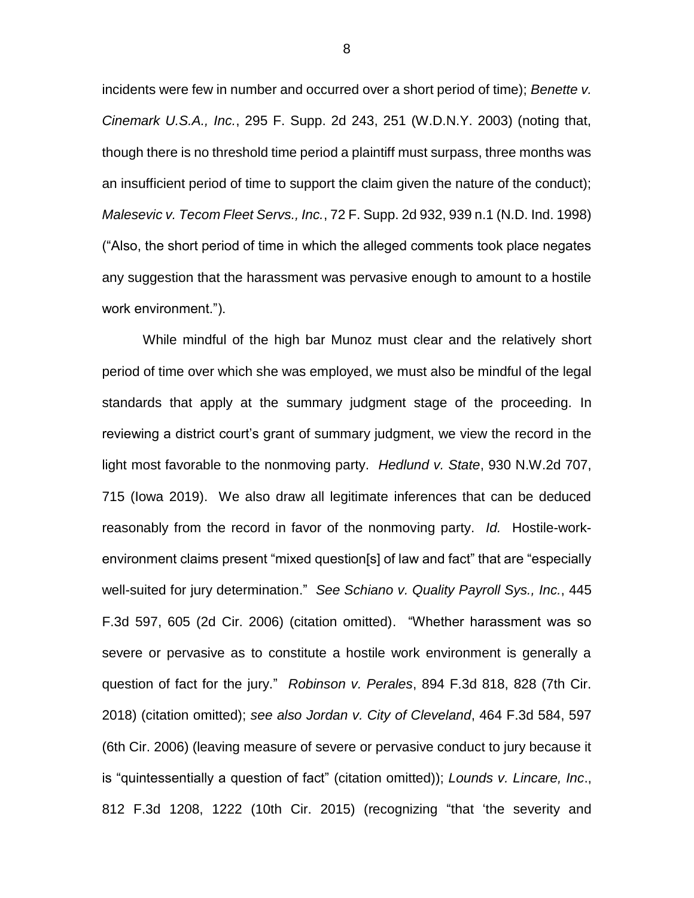incidents were few in number and occurred over a short period of time); *Benette v. Cinemark U.S.A., Inc.*, 295 F. Supp. 2d 243, 251 (W.D.N.Y. 2003) (noting that, though there is no threshold time period a plaintiff must surpass, three months was an insufficient period of time to support the claim given the nature of the conduct); *Malesevic v. Tecom Fleet Servs., Inc.*, 72 F. Supp. 2d 932, 939 n.1 (N.D. Ind. 1998) ("Also, the short period of time in which the alleged comments took place negates any suggestion that the harassment was pervasive enough to amount to a hostile work environment.").

While mindful of the high bar Munoz must clear and the relatively short period of time over which she was employed, we must also be mindful of the legal standards that apply at the summary judgment stage of the proceeding. In reviewing a district court's grant of summary judgment, we view the record in the light most favorable to the nonmoving party. *Hedlund v. State*, 930 N.W.2d 707, 715 (Iowa 2019). We also draw all legitimate inferences that can be deduced reasonably from the record in favor of the nonmoving party. *Id.* Hostile-work-environment claims present "mixed question[s] of law and fact" that are "especially well-suited for jury determination." *See Schiano v. Quality Payroll Sys., Inc.*, 445 F.3d 597, 605 (2d Cir. 2006) (citation omitted). "Whether harassment was so severe or pervasive as to constitute a hostile work environment is generally a question of fact for the jury." *Robinson v. Perales*, 894 F.3d 818, 828 (7th Cir. 2018) (citation omitted); *see also Jordan v. City of Cleveland*, 464 F.3d 584, 597 (6th Cir. 2006) (leaving measure of severe or pervasive conduct to jury because it is "quintessentially a question of fact" (citation omitted)); *Lounds v. Lincare, Inc*., 812 F.3d 1208, 1222 (10th Cir. 2015) (recognizing "that 'the severity and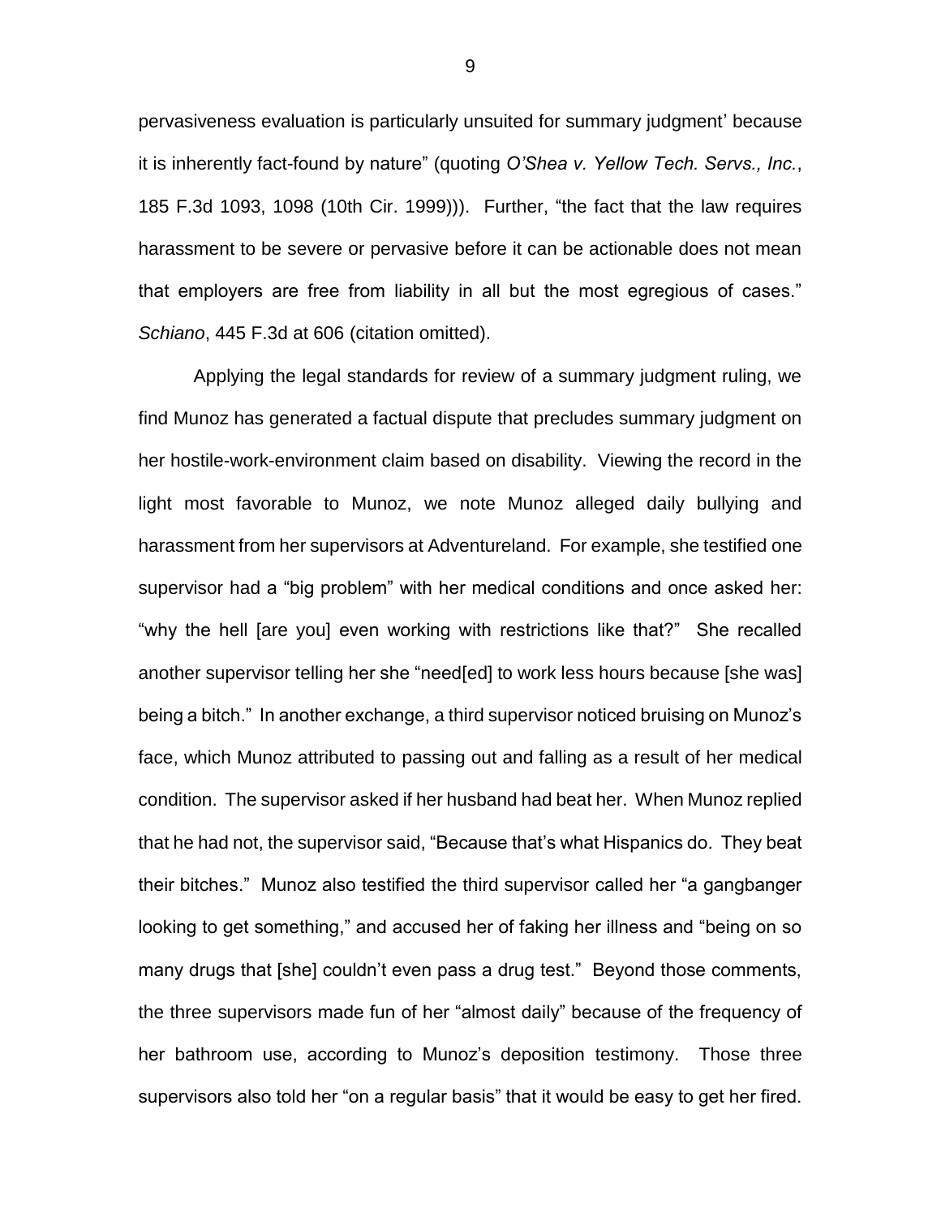pervasiveness evaluation is particularly unsuited for summary judgment' because it is inherently fact-found by nature" (quoting *O'Shea v. Yellow Tech. Servs., Inc.*, 185 F.3d 1093, 1098 (10th Cir. 1999))). Further, "the fact that the law requires harassment to be severe or pervasive before it can be actionable does not mean that employers are free from liability in all but the most egregious of cases." *Schiano*, 445 F.3d at 606 (citation omitted).

Applying the legal standards for review of a summary judgment ruling, we find Munoz has generated a factual dispute that precludes summary judgment on her hostile-work-environment claim based on disability. Viewing the record in the light most favorable to Munoz, we note Munoz alleged daily bullying and harassment from her supervisors at Adventureland. For example, she testified one supervisor had a "big problem" with her medical conditions and once asked her: "why the hell [are you] even working with restrictions like that?" She recalled another supervisor telling her she "need[ed] to work less hours because [she was] being a bitch." In another exchange, a third supervisor noticed bruising on Munoz's face, which Munoz attributed to passing out and falling as a result of her medical condition. The supervisor asked if her husband had beat her. When Munoz replied that he had not, the supervisor said, "Because that's what Hispanics do. They beat their bitches." Munoz also testified the third supervisor called her "a gangbanger looking to get something," and accused her of faking her illness and "being on so many drugs that [she] couldn't even pass a drug test." Beyond those comments, the three supervisors made fun of her "almost daily" because of the frequency of her bathroom use, according to Munoz's deposition testimony. Those three supervisors also told her "on a regular basis" that it would be easy to get her fired.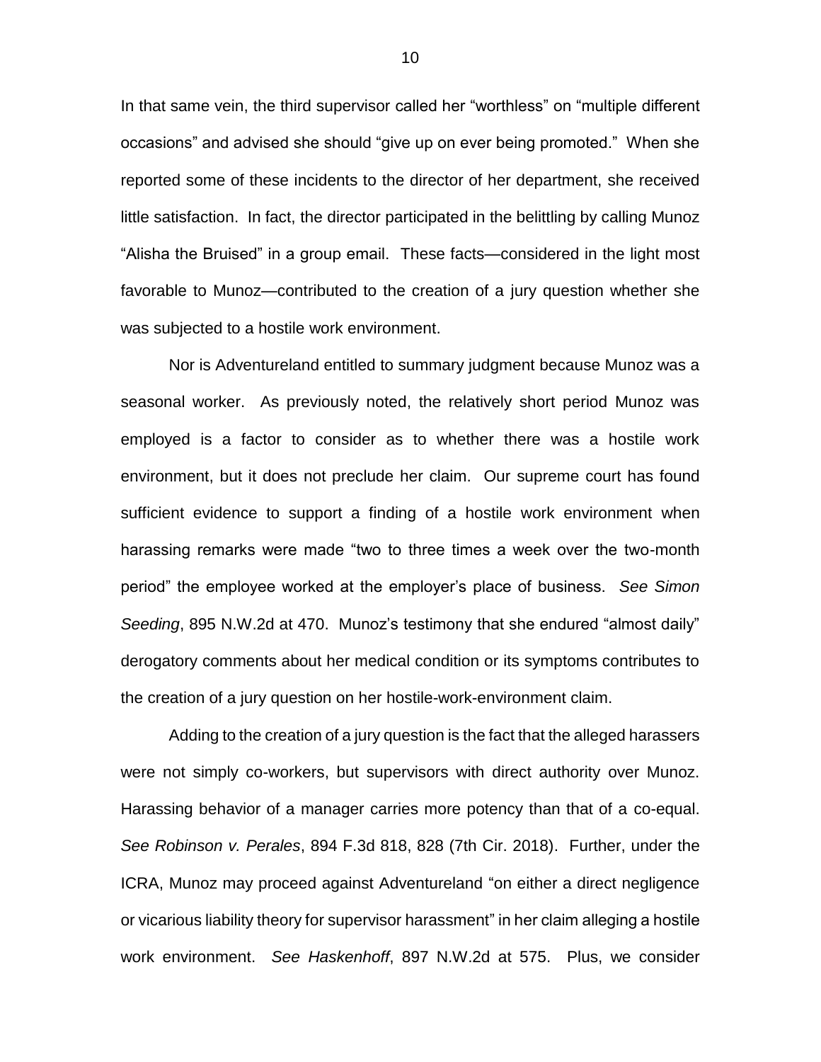In that same vein, the third supervisor called her "worthless" on "multiple different occasions" and advised she should "give up on ever being promoted." When she reported some of these incidents to the director of her department, she received little satisfaction. In fact, the director participated in the belittling by calling Munoz "Alisha the Bruised" in a group email. These facts—considered in the light most favorable to Munoz—contributed to the creation of a jury question whether she was subjected to a hostile work environment.

Nor is Adventureland entitled to summary judgment because Munoz was a seasonal worker. As previously noted, the relatively short period Munoz was employed is a factor to consider as to whether there was a hostile work environment, but it does not preclude her claim. Our supreme court has found sufficient evidence to support a finding of a hostile work environment when harassing remarks were made "two to three times a week over the two-month period" the employee worked at the employer's place of business. *See Simon Seeding*, 895 N.W.2d at 470. Munoz's testimony that she endured "almost daily" derogatory comments about her medical condition or its symptoms contributes to the creation of a jury question on her hostile-work-environment claim.

Adding to the creation of a jury question is the fact that the alleged harassers were not simply co-workers, but supervisors with direct authority over Munoz. Harassing behavior of a manager carries more potency than that of a co-equal. *See Robinson v. Perales*, 894 F.3d 818, 828 (7th Cir. 2018). Further, under the ICRA, Munoz may proceed against Adventureland "on either a direct negligence or vicarious liability theory for supervisor harassment" in her claim alleging a hostile work environment. *See Haskenhoff*, 897 N.W.2d at 575. Plus, we consider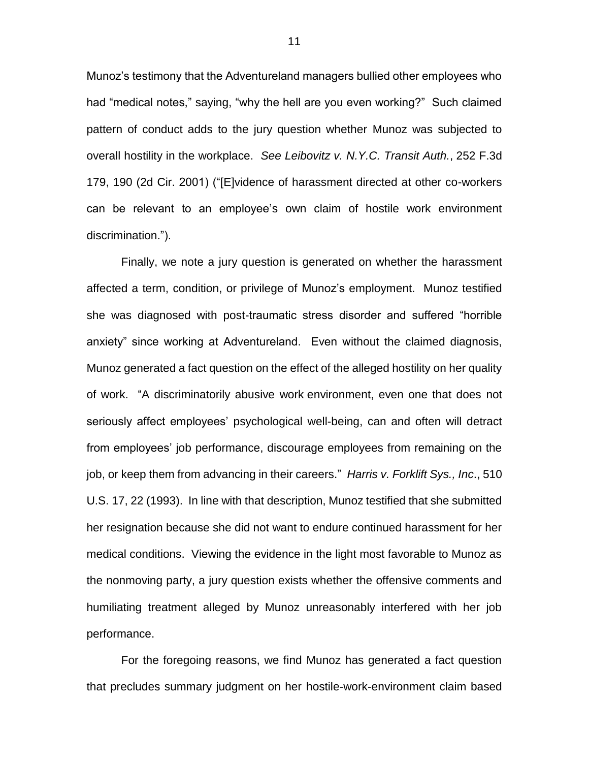Munoz's testimony that the Adventureland managers bullied other employees who had "medical notes," saying, "why the hell are you even working?" Such claimed pattern of conduct adds to the jury question whether Munoz was subjected to overall hostility in the workplace. *See Leibovitz v. N.Y.C. Transit Auth.*, 252 F.3d 179, 190 (2d Cir. 2001) ("[E]vidence of harassment directed at other co-workers can be relevant to an employee's own claim of hostile work environment discrimination.").

Finally, we note a jury question is generated on whether the harassment affected a term, condition, or privilege of Munoz's employment. Munoz testified she was diagnosed with post-traumatic stress disorder and suffered "horrible anxiety" since working at Adventureland. Even without the claimed diagnosis, Munoz generated a fact question on the effect of the alleged hostility on her quality of work. "A discriminatorily abusive work environment, even one that does not seriously affect employees' psychological well-being, can and often will detract from employees' job performance, discourage employees from remaining on the job, or keep them from advancing in their careers." *Harris v. Forklift Sys., Inc*., 510 U.S. 17, 22 (1993). In line with that description, Munoz testified that she submitted her resignation because she did not want to endure continued harassment for her medical conditions. Viewing the evidence in the light most favorable to Munoz as the nonmoving party, a jury question exists whether the offensive comments and humiliating treatment alleged by Munoz unreasonably interfered with her job performance.

For the foregoing reasons, we find Munoz has generated a fact question that precludes summary judgment on her hostile-work-environment claim based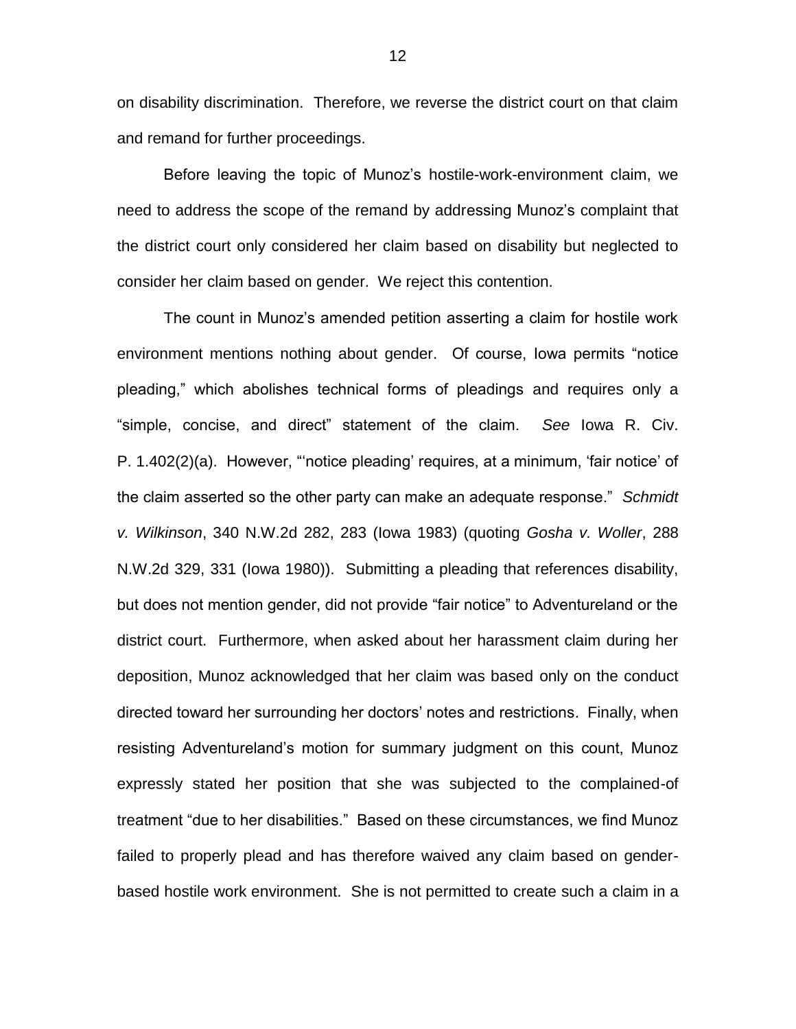on disability discrimination. Therefore, we reverse the district court on that claim and remand for further proceedings.

Before leaving the topic of Munoz's hostile-work-environment claim, we need to address the scope of the remand by addressing Munoz's complaint that the district court only considered her claim based on disability but neglected to consider her claim based on gender. We reject this contention.

The count in Munoz's amended petition asserting a claim for hostile work environment mentions nothing about gender. Of course, Iowa permits "notice pleading," which abolishes technical forms of pleadings and requires only a "simple, concise, and direct" statement of the claim. *See* Iowa R. Civ. P. 1.402(2)(a). However, "'notice pleading' requires, at a minimum, 'fair notice' of the claim asserted so the other party can make an adequate response." *Schmidt v. Wilkinson*, 340 N.W.2d 282, 283 (Iowa 1983) (quoting *Gosha v. Woller*, 288 N.W.2d 329, 331 (Iowa 1980)). Submitting a pleading that references disability, but does not mention gender, did not provide "fair notice" to Adventureland or the district court. Furthermore, when asked about her harassment claim during her deposition, Munoz acknowledged that her claim was based only on the conduct directed toward her surrounding her doctors' notes and restrictions. Finally, when resisting Adventureland's motion for summary judgment on this count, Munoz expressly stated her position that she was subjected to the complained-of treatment "due to her disabilities." Based on these circumstances, we find Munoz failed to properly plead and has therefore waived any claim based on gender-based hostile work environment. She is not permitted to create such a claim in a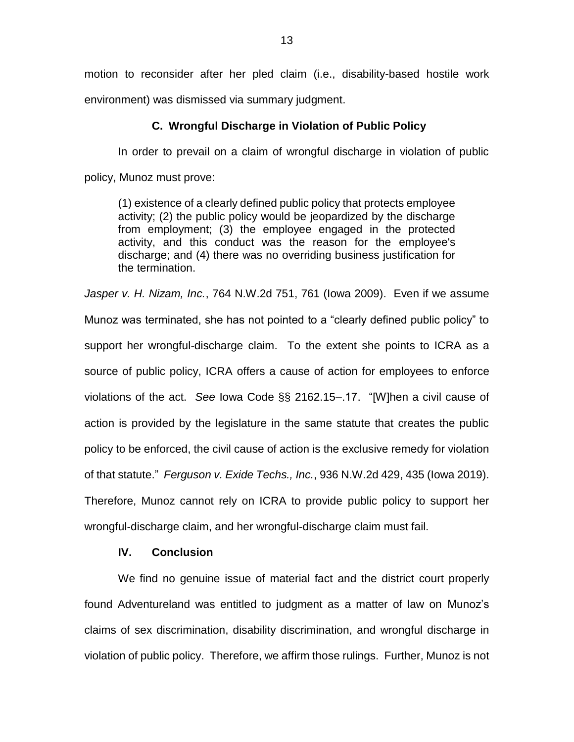motion to reconsider after her pled claim (i.e., disability-based hostile work environment) was dismissed via summary judgment.

### C. Wrongful Discharge in Violation of Public Policy

In order to prevail on a claim of wrongful discharge in violation of public policy, Munoz must prove:

> (1) existence of a clearly defined public policy that protects employee activity; (2) the public policy would be jeopardized by the discharge from employment; (3) the employee engaged in the protected activity, and this conduct was the reason for the employee's discharge; and (4) there was no overriding business justification for the termination.

*Jasper v. H. Nizam, Inc.*, 764 N.W.2d 751, 761 (Iowa 2009). Even if we assume Munoz was terminated, she has not pointed to a "clearly defined public policy" to support her wrongful-discharge claim. To the extent she points to ICRA as a source of public policy, ICRA offers a cause of action for employees to enforce violations of the act. *See* Iowa Code §§ 2162.15–.17. "[W]hen a civil cause of action is provided by the legislature in the same statute that creates the public policy to be enforced, the civil cause of action is the exclusive remedy for violation of that statute." *Ferguson v. Exide Techs., Inc.*, 936 N.W.2d 429, 435 (Iowa 2019). Therefore, Munoz cannot rely on ICRA to provide public policy to support her wrongful-discharge claim, and her wrongful-discharge claim must fail.

## IV. Conclusion

We find no genuine issue of material fact and the district court properly found Adventureland was entitled to judgment as a matter of law on Munoz's claims of sex discrimination, disability discrimination, and wrongful discharge in violation of public policy. Therefore, we affirm those rulings. Further, Munoz is not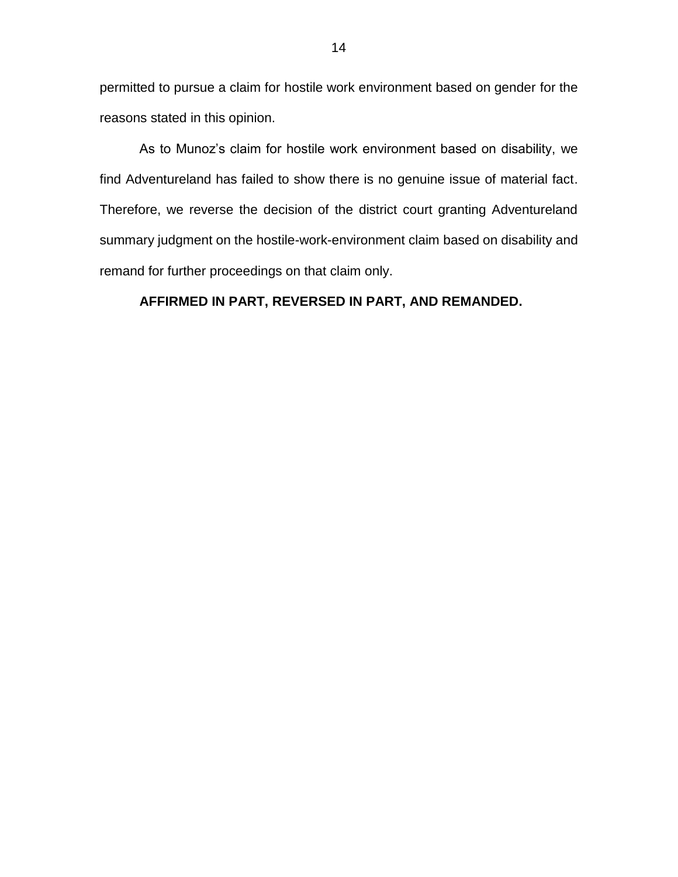permitted to pursue a claim for hostile work environment based on gender for the reasons stated in this opinion.

As to Munoz's claim for hostile work environment based on disability, we find Adventureland has failed to show there is no genuine issue of material fact. Therefore, we reverse the decision of the district court granting Adventureland summary judgment on the hostile-work-environment claim based on disability and remand for further proceedings on that claim only.

**AFFIRMED IN PART, REVERSED IN PART, AND REMANDED.**